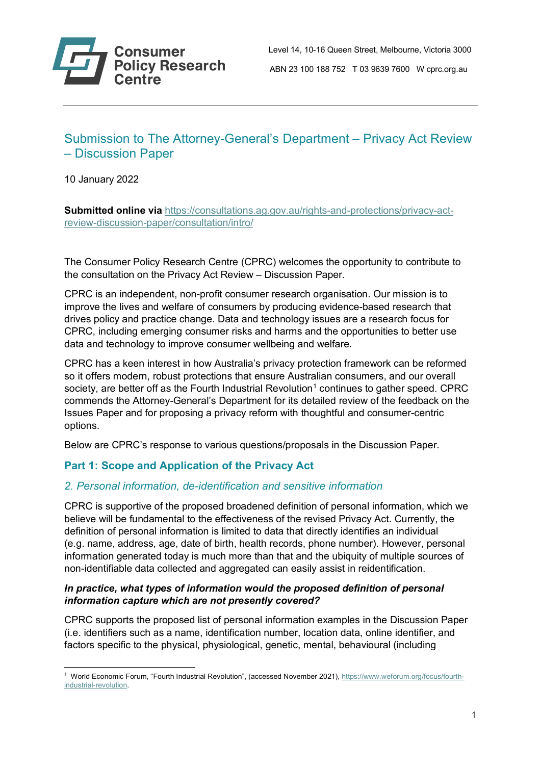Consumer Policy Research Centre

Level 14, 10-16 Queen Street, Melbourne, Victoria 3000

ABN 23 100 188 752 T 03 9639 7600 W cprc.org.au

# Submission to The Attorney-General's Department – Privacy Act Review – Discussion Paper

10 January 2022

**Submitted online via** [https://consultations.ag.gov.au/rights-and-protections/privacy-act-review-discussion-paper/consultation/intro/](https://consultations.ag.gov.au/rights-and-protections/privacy-act-review-discussion-paper/consultation/intro/)

The Consumer Policy Research Centre (CPRC) welcomes the opportunity to contribute to the consultation on the Privacy Act Review – Discussion Paper.

CPRC is an independent, non-profit consumer research organisation. Our mission is to improve the lives and welfare of consumers by producing evidence-based research that drives policy and practice change. Data and technology issues are a research focus for CPRC, including emerging consumer risks and harms and the opportunities to better use data and technology to improve consumer wellbeing and welfare.

CPRC has a keen interest in how Australia's privacy protection framework can be reformed so it offers modern, robust protections that ensure Australian consumers, and our overall society, are better off as the Fourth Industrial Revolution[1] continues to gather speed. CPRC commends the Attorney-General's Department for its detailed review of the feedback on the Issues Paper and for proposing a privacy reform with thoughtful and consumer-centric options.

Below are CPRC's response to various questions/proposals in the Discussion Paper.

## Part 1: Scope and Application of the Privacy Act

### *2. Personal information, de-identification and sensitive information*

CPRC is supportive of the proposed broadened definition of personal information, which we believe will be fundamental to the effectiveness of the revised Privacy Act. Currently, the definition of personal information is limited to data that directly identifies an individual (e.g. name, address, age, date of birth, health records, phone number). However, personal information generated today is much more than that and the ubiquity of multiple sources of non-identifiable data collected and aggregated can easily assist in reidentification.

***In practice, what types of information would the proposed definition of personal information capture which are not presently covered?***

CPRC supports the proposed list of personal information examples in the Discussion Paper (i.e. identifiers such as a name, identification number, location data, online identifier, and factors specific to the physical, physiological, genetic, mental, behavioural (including

[1] World Economic Forum, "Fourth Industrial Revolution", (accessed November 2021), [https://www.weforum.org/focus/fourth-industrial-revolution](https://www.weforum.org/focus/fourth-industrial-revolution).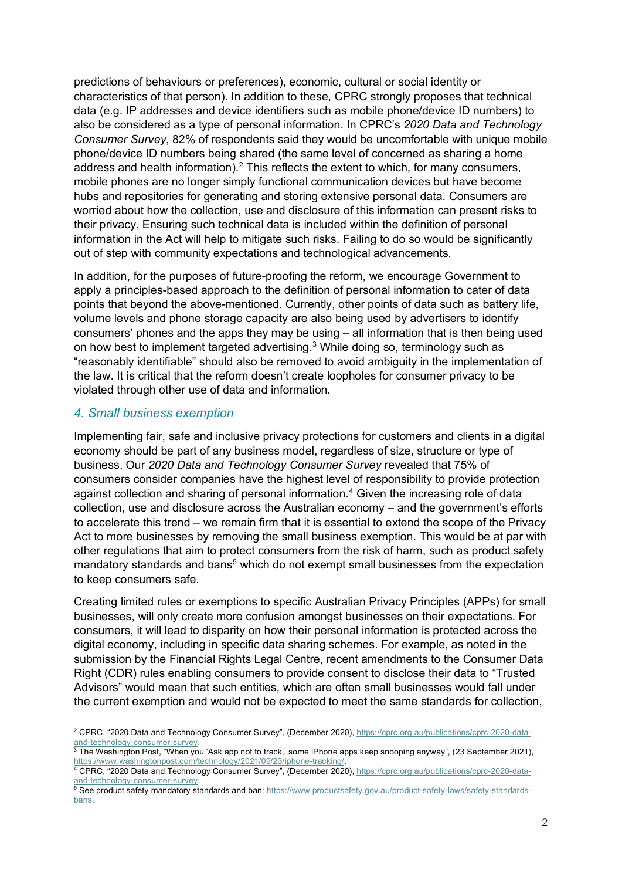predictions of behaviours or preferences), economic, cultural or social identity or characteristics of that person). In addition to these, CPRC strongly proposes that technical data (e.g. IP addresses and device identifiers such as mobile phone/device ID numbers) to also be considered as a type of personal information. In CPRC's *2020 Data and Technology Consumer Survey*, 82% of respondents said they would be uncomfortable with unique mobile phone/device ID numbers being shared (the same level of concerned as sharing a home address and health information).[2] This reflects the extent to which, for many consumers, mobile phones are no longer simply functional communication devices but have become hubs and repositories for generating and storing extensive personal data. Consumers are worried about how the collection, use and disclosure of this information can present risks to their privacy. Ensuring such technical data is included within the definition of personal information in the Act will help to mitigate such risks. Failing to do so would be significantly out of step with community expectations and technological advancements.

In addition, for the purposes of future-proofing the reform, we encourage Government to apply a principles-based approach to the definition of personal information to cater of data points that beyond the above-mentioned. Currently, other points of data such as battery life, volume levels and phone storage capacity are also being used by advertisers to identify consumers' phones and the apps they may be using – all information that is then being used on how best to implement targeted advertising.[3] While doing so, terminology such as "reasonably identifiable" should also be removed to avoid ambiguity in the implementation of the law. It is critical that the reform doesn't create loopholes for consumer privacy to be violated through other use of data and information.

### *4. Small business exemption*

Implementing fair, safe and inclusive privacy protections for customers and clients in a digital economy should be part of any business model, regardless of size, structure or type of business. Our *2020 Data and Technology Consumer Survey* revealed that 75% of consumers consider companies have the highest level of responsibility to provide protection against collection and sharing of personal information.[4] Given the increasing role of data collection, use and disclosure across the Australian economy – and the government's efforts to accelerate this trend – we remain firm that it is essential to extend the scope of the Privacy Act to more businesses by removing the small business exemption. This would be at par with other regulations that aim to protect consumers from the risk of harm, such as product safety mandatory standards and bans[5] which do not exempt small businesses from the expectation to keep consumers safe.

Creating limited rules or exemptions to specific Australian Privacy Principles (APPs) for small businesses, will only create more confusion amongst businesses on their expectations. For consumers, it will lead to disparity on how their personal information is protected across the digital economy, including in specific data sharing schemes. For example, as noted in the submission by the Financial Rights Legal Centre, recent amendments to the Consumer Data Right (CDR) rules enabling consumers to provide consent to disclose their data to "Trusted Advisors" would mean that such entities, which are often small businesses would fall under the current exemption and would not be expected to meet the same standards for collection,

---

[2] CPRC, "2020 Data and Technology Consumer Survey", (December 2020), https://cprc.org.au/publications/cprc-2020-data-and-technology-consumer-survey.

[3] The Washington Post, "When you 'Ask app not to track,' some iPhone apps keep snooping anyway", (23 September 2021), https://www.washingtonpost.com/technology/2021/09/23/iphone-tracking/.

[4] CPRC, "2020 Data and Technology Consumer Survey", (December 2020), https://cprc.org.au/publications/cprc-2020-data-and-technology-consumer-survey.

[5] See product safety mandatory standards and ban: https://www.productsafety.gov.au/product-safety-laws/safety-standards-bans.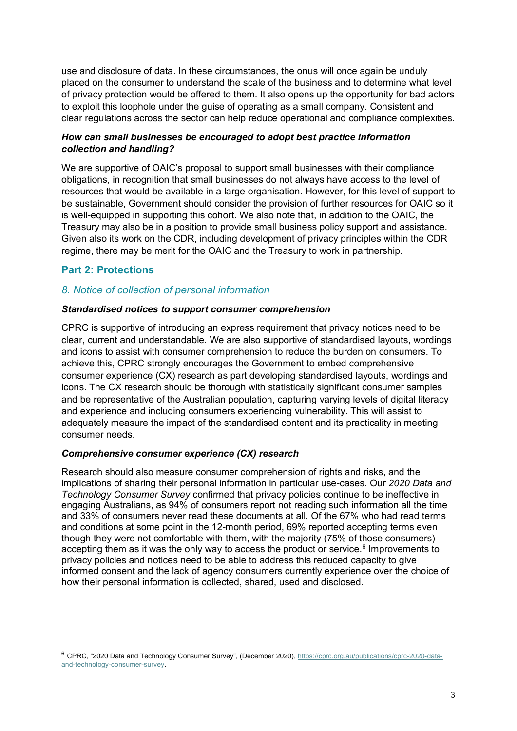use and disclosure of data. In these circumstances, the onus will once again be unduly placed on the consumer to understand the scale of the business and to determine what level of privacy protection would be offered to them. It also opens up the opportunity for bad actors to exploit this loophole under the guise of operating as a small company. Consistent and clear regulations across the sector can help reduce operational and compliance complexities.

***How can small businesses be encouraged to adopt best practice information collection and handling?***

We are supportive of OAIC's proposal to support small businesses with their compliance obligations, in recognition that small businesses do not always have access to the level of resources that would be available in a large organisation. However, for this level of support to be sustainable, Government should consider the provision of further resources for OAIC so it is well-equipped in supporting this cohort. We also note that, in addition to the OAIC, the Treasury may also be in a position to provide small business policy support and assistance. Given also its work on the CDR, including development of privacy principles within the CDR regime, there may be merit for the OAIC and the Treasury to work in partnership.

## Part 2: Protections

### *8. Notice of collection of personal information*

***Standardised notices to support consumer comprehension***

CPRC is supportive of introducing an express requirement that privacy notices need to be clear, current and understandable. We are also supportive of standardised layouts, wordings and icons to assist with consumer comprehension to reduce the burden on consumers. To achieve this, CPRC strongly encourages the Government to embed comprehensive consumer experience (CX) research as part developing standardised layouts, wordings and icons. The CX research should be thorough with statistically significant consumer samples and be representative of the Australian population, capturing varying levels of digital literacy and experience and including consumers experiencing vulnerability. This will assist to adequately measure the impact of the standardised content and its practicality in meeting consumer needs.

***Comprehensive consumer experience (CX) research***

Research should also measure consumer comprehension of rights and risks, and the implications of sharing their personal information in particular use-cases. Our *2020 Data and Technology Consumer Survey* confirmed that privacy policies continue to be ineffective in engaging Australians, as 94% of consumers report not reading such information all the time and 33% of consumers never read these documents at all. Of the 67% who had read terms and conditions at some point in the 12-month period, 69% reported accepting terms even though they were not comfortable with them, with the majority (75% of those consumers) accepting them as it was the only way to access the product or service.[6] Improvements to privacy policies and notices need to be able to address this reduced capacity to give informed consent and the lack of agency consumers currently experience over the choice of how their personal information is collected, shared, used and disclosed.

---

[6] CPRC, "2020 Data and Technology Consumer Survey", (December 2020), https://cprc.org.au/publications/cprc-2020-data-and-technology-consumer-survey.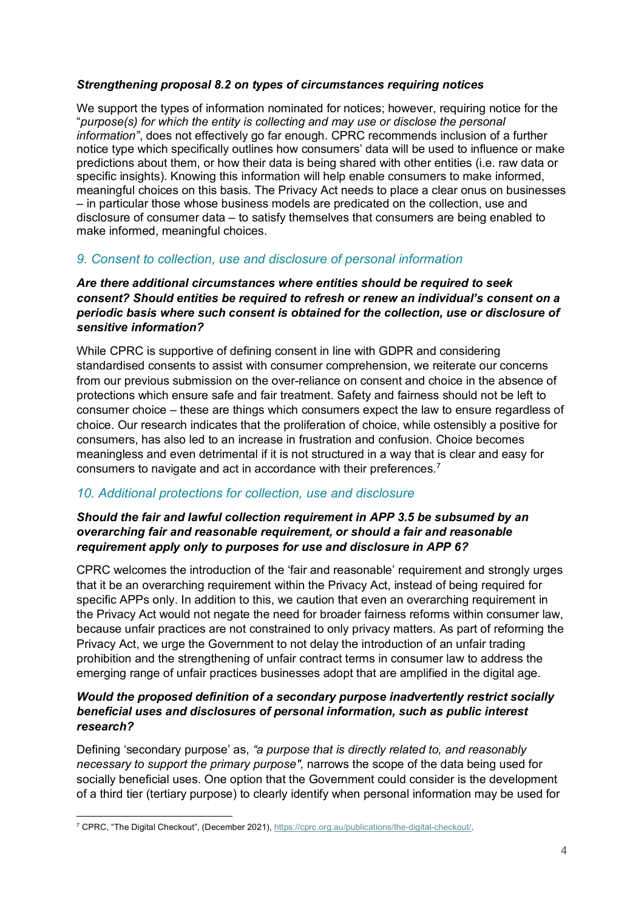***Strengthening proposal 8.2 on types of circumstances requiring notices***

We support the types of information nominated for notices; however, requiring notice for the "*purpose(s) for which the entity is collecting and may use or disclose the personal information"*, does not effectively go far enough. CPRC recommends inclusion of a further notice type which specifically outlines how consumers' data will be used to influence or make predictions about them, or how their data is being shared with other entities (i.e. raw data or specific insights). Knowing this information will help enable consumers to make informed, meaningful choices on this basis. The Privacy Act needs to place a clear onus on businesses – in particular those whose business models are predicated on the collection, use and disclosure of consumer data – to satisfy themselves that consumers are being enabled to make informed, meaningful choices.

## *9. Consent to collection, use and disclosure of personal information*

***Are there additional circumstances where entities should be required to seek consent? Should entities be required to refresh or renew an individual's consent on a periodic basis where such consent is obtained for the collection, use or disclosure of sensitive information?***

While CPRC is supportive of defining consent in line with GDPR and considering standardised consents to assist with consumer comprehension, we reiterate our concerns from our previous submission on the over-reliance on consent and choice in the absence of protections which ensure safe and fair treatment. Safety and fairness should not be left to consumer choice – these are things which consumers expect the law to ensure regardless of choice. Our research indicates that the proliferation of choice, while ostensibly a positive for consumers, has also led to an increase in frustration and confusion. Choice becomes meaningless and even detrimental if it is not structured in a way that is clear and easy for consumers to navigate and act in accordance with their preferences.[7]

## *10. Additional protections for collection, use and disclosure*

***Should the fair and lawful collection requirement in APP 3.5 be subsumed by an overarching fair and reasonable requirement, or should a fair and reasonable requirement apply only to purposes for use and disclosure in APP 6?***

CPRC welcomes the introduction of the 'fair and reasonable' requirement and strongly urges that it be an overarching requirement within the Privacy Act, instead of being required for specific APPs only. In addition to this, we caution that even an overarching requirement in the Privacy Act would not negate the need for broader fairness reforms within consumer law, because unfair practices are not constrained to only privacy matters. As part of reforming the Privacy Act, we urge the Government to not delay the introduction of an unfair trading prohibition and the strengthening of unfair contract terms in consumer law to address the emerging range of unfair practices businesses adopt that are amplified in the digital age.

***Would the proposed definition of a secondary purpose inadvertently restrict socially beneficial uses and disclosures of personal information, such as public interest research?***

Defining 'secondary purpose' as, *"a purpose that is directly related to, and reasonably necessary to support the primary purpose",* narrows the scope of the data being used for socially beneficial uses. One option that the Government could consider is the development of a third tier (tertiary purpose) to clearly identify when personal information may be used for

---

[7] CPRC, "The Digital Checkout", (December 2021), https://cprc.org.au/publications/the-digital-checkout/.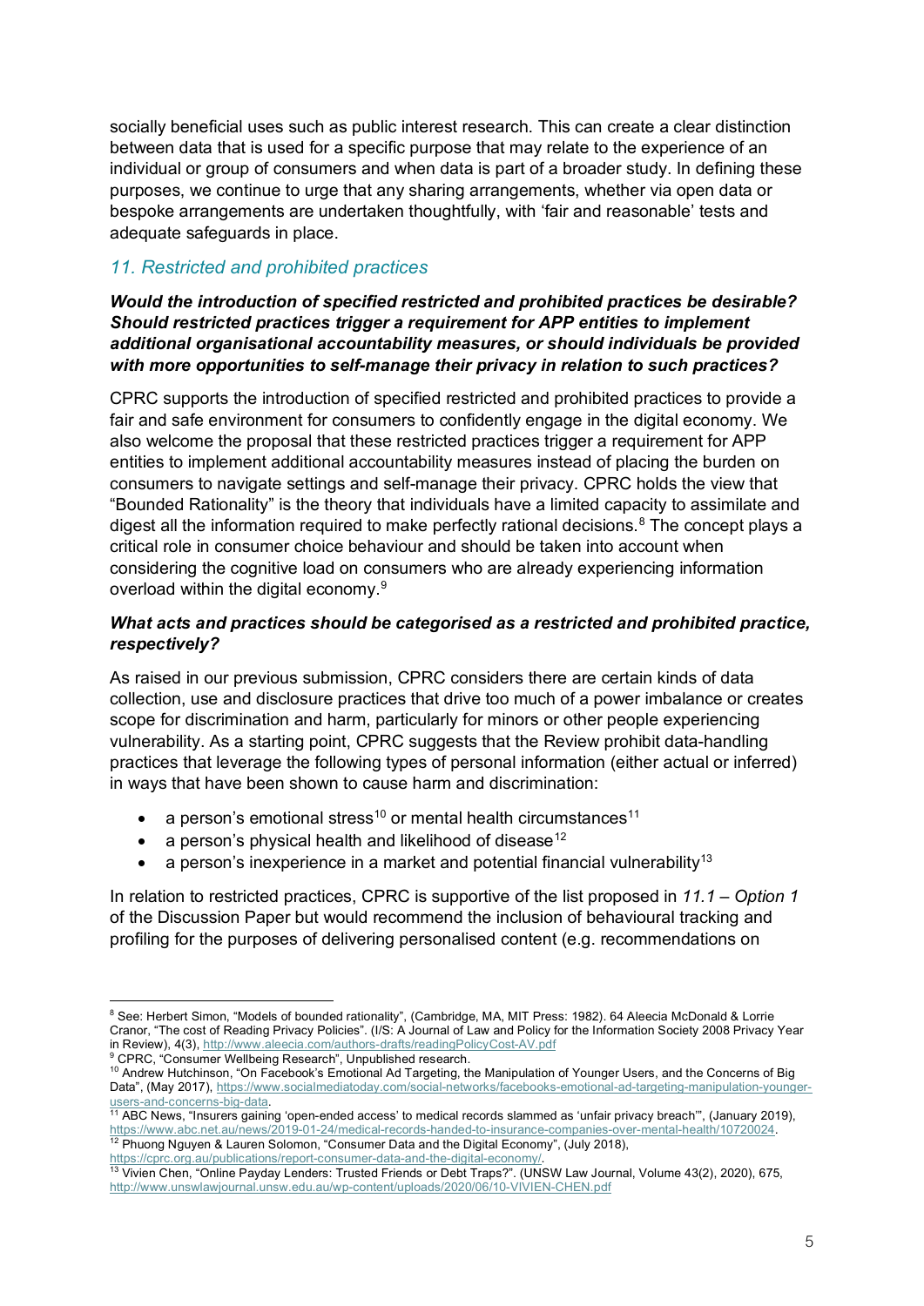socially beneficial uses such as public interest research. This can create a clear distinction between data that is used for a specific purpose that may relate to the experience of an individual or group of consumers and when data is part of a broader study. In defining these purposes, we continue to urge that any sharing arrangements, whether via open data or bespoke arrangements are undertaken thoughtfully, with 'fair and reasonable' tests and adequate safeguards in place.

## *11. Restricted and prohibited practices*

***Would the introduction of specified restricted and prohibited practices be desirable? Should restricted practices trigger a requirement for APP entities to implement additional organisational accountability measures, or should individuals be provided with more opportunities to self-manage their privacy in relation to such practices?***

CPRC supports the introduction of specified restricted and prohibited practices to provide a fair and safe environment for consumers to confidently engage in the digital economy. We also welcome the proposal that these restricted practices trigger a requirement for APP entities to implement additional accountability measures instead of placing the burden on consumers to navigate settings and self-manage their privacy. CPRC holds the view that "Bounded Rationality" is the theory that individuals have a limited capacity to assimilate and digest all the information required to make perfectly rational decisions.[8] The concept plays a critical role in consumer choice behaviour and should be taken into account when considering the cognitive load on consumers who are already experiencing information overload within the digital economy.[9]

***What acts and practices should be categorised as a restricted and prohibited practice, respectively?***

As raised in our previous submission, CPRC considers there are certain kinds of data collection, use and disclosure practices that drive too much of a power imbalance or creates scope for discrimination and harm, particularly for minors or other people experiencing vulnerability. As a starting point, CPRC suggests that the Review prohibit data-handling practices that leverage the following types of personal information (either actual or inferred) in ways that have been shown to cause harm and discrimination:

- a person's emotional stress[10] or mental health circumstances[11]
- a person's physical health and likelihood of disease[12]
- a person's inexperience in a market and potential financial vulnerability[13]

In relation to restricted practices, CPRC is supportive of the list proposed in *11.1 – Option 1* of the Discussion Paper but would recommend the inclusion of behavioural tracking and profiling for the purposes of delivering personalised content (e.g. recommendations on

---

[8] See: Herbert Simon, "Models of bounded rationality", (Cambridge, MA, MIT Press: 1982). 64 Aleecia McDonald & Lorrie Cranor, "The cost of Reading Privacy Policies". (I/S: A Journal of Law and Policy for the Information Society 2008 Privacy Year in Review), 4(3), http://www.aleecia.com/authors-drafts/readingPolicyCost-AV.pdf

[9] CPRC, "Consumer Wellbeing Research", Unpublished research.

[10] Andrew Hutchinson, "On Facebook's Emotional Ad Targeting, the Manipulation of Younger Users, and the Concerns of Big Data", (May 2017), https://www.socialmediatoday.com/social-networks/facebooks-emotional-ad-targeting-manipulation-younger-users-and-concerns-big-data.

[11] ABC News, "Insurers gaining 'open-ended access' to medical records slammed as 'unfair privacy breach'", (January 2019), https://www.abc.net.au/news/2019-01-24/medical-records-handed-to-insurance-companies-over-mental-health/10720024.

[12] Phuong Nguyen & Lauren Solomon, "Consumer Data and the Digital Economy", (July 2018), https://cprc.org.au/publications/report-consumer-data-and-the-digital-economy/.

[13] Vivien Chen, "Online Payday Lenders: Trusted Friends or Debt Traps?". (UNSW Law Journal, Volume 43(2), 2020), 675, http://www.unswlawjournal.unsw.edu.au/wp-content/uploads/2020/06/10-VIVIEN-CHEN.pdf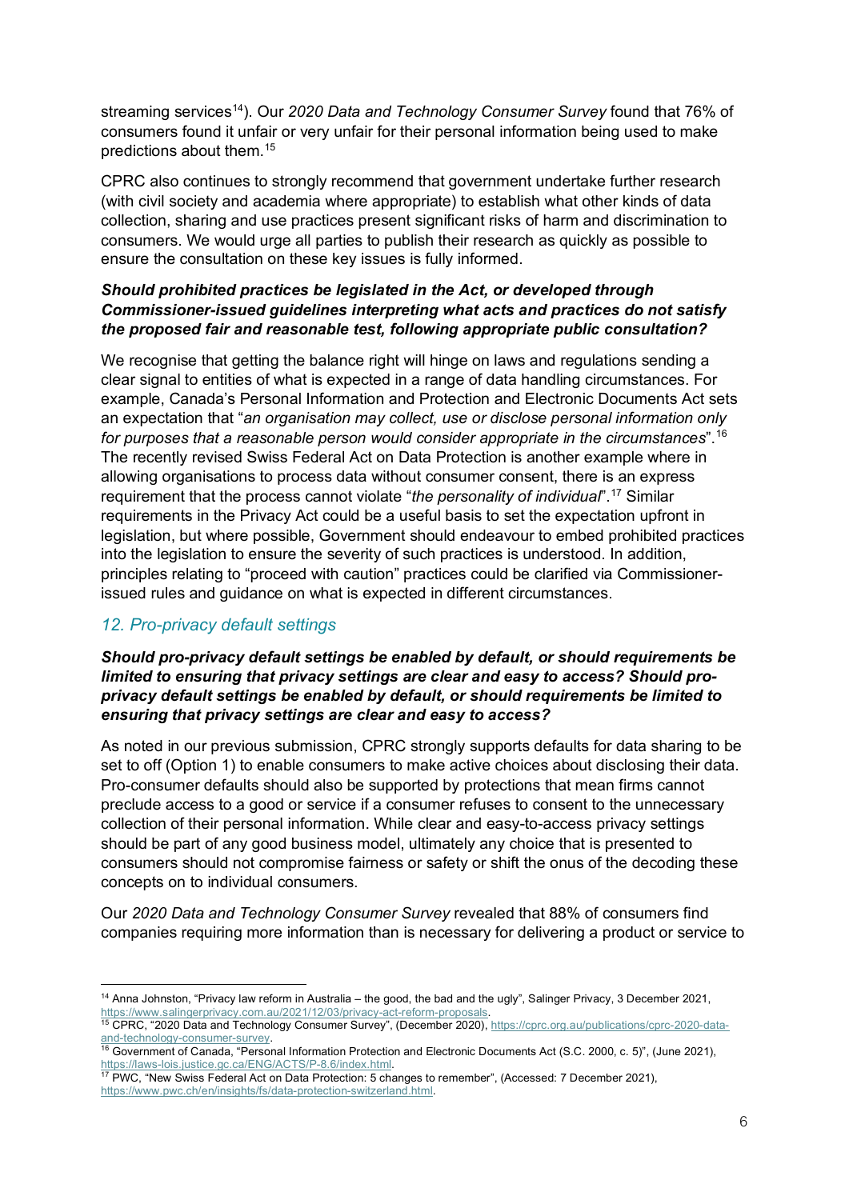streaming services[14]). Our *2020 Data and Technology Consumer Survey* found that 76% of consumers found it unfair or very unfair for their personal information being used to make predictions about them.[15]

CPRC also continues to strongly recommend that government undertake further research (with civil society and academia where appropriate) to establish what other kinds of data collection, sharing and use practices present significant risks of harm and discrimination to consumers. We would urge all parties to publish their research as quickly as possible to ensure the consultation on these key issues is fully informed.

***Should prohibited practices be legislated in the Act, or developed through Commissioner-issued guidelines interpreting what acts and practices do not satisfy the proposed fair and reasonable test, following appropriate public consultation?***

We recognise that getting the balance right will hinge on laws and regulations sending a clear signal to entities of what is expected in a range of data handling circumstances. For example, Canada's Personal Information and Protection and Electronic Documents Act sets an expectation that "*an organisation may collect, use or disclose personal information only for purposes that a reasonable person would consider appropriate in the circumstances*".[16] The recently revised Swiss Federal Act on Data Protection is another example where in allowing organisations to process data without consumer consent, there is an express requirement that the process cannot violate "*the personality of individual*".[17] Similar requirements in the Privacy Act could be a useful basis to set the expectation upfront in legislation, but where possible, Government should endeavour to embed prohibited practices into the legislation to ensure the severity of such practices is understood. In addition, principles relating to "proceed with caution" practices could be clarified via Commissioner-issued rules and guidance on what is expected in different circumstances.

### *12. Pro-privacy default settings*

***Should pro-privacy default settings be enabled by default, or should requirements be limited to ensuring that privacy settings are clear and easy to access? Should pro-privacy default settings be enabled by default, or should requirements be limited to ensuring that privacy settings are clear and easy to access?***

As noted in our previous submission, CPRC strongly supports defaults for data sharing to be set to off (Option 1) to enable consumers to make active choices about disclosing their data. Pro-consumer defaults should also be supported by protections that mean firms cannot preclude access to a good or service if a consumer refuses to consent to the unnecessary collection of their personal information. While clear and easy-to-access privacy settings should be part of any good business model, ultimately any choice that is presented to consumers should not compromise fairness or safety or shift the onus of the decoding these concepts on to individual consumers.

Our *2020 Data and Technology Consumer Survey* revealed that 88% of consumers find companies requiring more information than is necessary for delivering a product or service to

---

[14] Anna Johnston, "Privacy law reform in Australia – the good, the bad and the ugly", Salinger Privacy, 3 December 2021, https://www.salingerprivacy.com.au/2021/12/03/privacy-act-reform-proposals.

[15] CPRC, "2020 Data and Technology Consumer Survey", (December 2020), https://cprc.org.au/publications/cprc-2020-data-and-technology-consumer-survey.

[16] Government of Canada, "Personal Information Protection and Electronic Documents Act (S.C. 2000, c. 5)", (June 2021), https://laws-lois.justice.gc.ca/ENG/ACTS/P-8.6/index.html.

[17] PWC, "New Swiss Federal Act on Data Protection: 5 changes to remember", (Accessed: 7 December 2021), https://www.pwc.ch/en/insights/fs/data-protection-switzerland.html.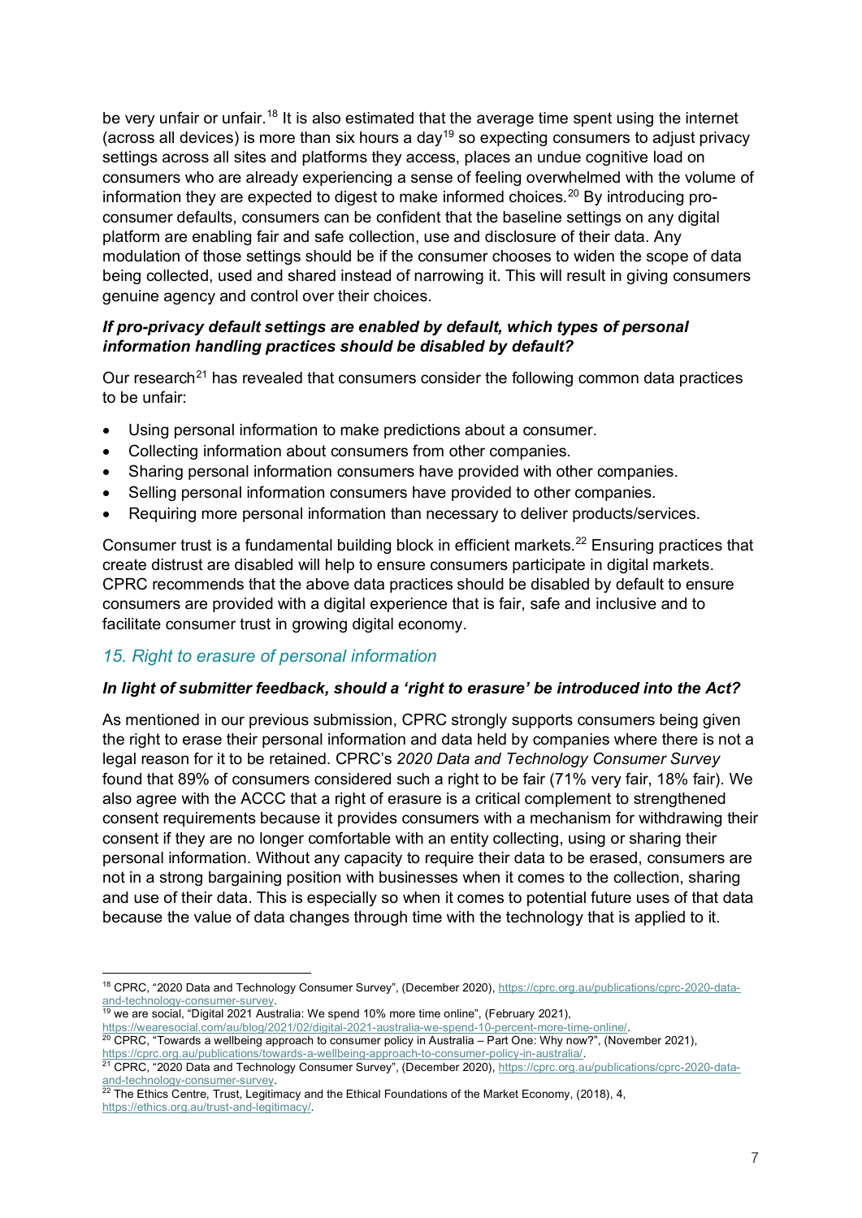be very unfair or unfair.[18] It is also estimated that the average time spent using the internet (across all devices) is more than six hours a day[19] so expecting consumers to adjust privacy settings across all sites and platforms they access, places an undue cognitive load on consumers who are already experiencing a sense of feeling overwhelmed with the volume of information they are expected to digest to make informed choices.[20] By introducing pro-consumer defaults, consumers can be confident that the baseline settings on any digital platform are enabling fair and safe collection, use and disclosure of their data. Any modulation of those settings should be if the consumer chooses to widen the scope of data being collected, used and shared instead of narrowing it. This will result in giving consumers genuine agency and control over their choices.

***If pro-privacy default settings are enabled by default, which types of personal information handling practices should be disabled by default?***

Our research[21] has revealed that consumers consider the following common data practices to be unfair:

- Using personal information to make predictions about a consumer.
- Collecting information about consumers from other companies.
- Sharing personal information consumers have provided with other companies.
- Selling personal information consumers have provided to other companies.
- Requiring more personal information than necessary to deliver products/services.

Consumer trust is a fundamental building block in efficient markets.[22] Ensuring practices that create distrust are disabled will help to ensure consumers participate in digital markets. CPRC recommends that the above data practices should be disabled by default to ensure consumers are provided with a digital experience that is fair, safe and inclusive and to facilitate consumer trust in growing digital economy.

## *15. Right to erasure of personal information*

***In light of submitter feedback, should a 'right to erasure' be introduced into the Act?***

As mentioned in our previous submission, CPRC strongly supports consumers being given the right to erase their personal information and data held by companies where there is not a legal reason for it to be retained. CPRC's *2020 Data and Technology Consumer Survey* found that 89% of consumers considered such a right to be fair (71% very fair, 18% fair). We also agree with the ACCC that a right of erasure is a critical complement to strengthened consent requirements because it provides consumers with a mechanism for withdrawing their consent if they are no longer comfortable with an entity collecting, using or sharing their personal information. Without any capacity to require their data to be erased, consumers are not in a strong bargaining position with businesses when it comes to the collection, sharing and use of their data. This is especially so when it comes to potential future uses of that data because the value of data changes through time with the technology that is applied to it.

---

[18] CPRC, "2020 Data and Technology Consumer Survey", (December 2020), https://cprc.org.au/publications/cprc-2020-data-and-technology-consumer-survey.

[19] we are social, "Digital 2021 Australia: We spend 10% more time online", (February 2021), https://wearesocial.com/au/blog/2021/02/digital-2021-australia-we-spend-10-percent-more-time-online/.

[20] CPRC, "Towards a wellbeing approach to consumer policy in Australia – Part One: Why now?", (November 2021), https://cprc.org.au/publications/towards-a-wellbeing-approach-to-consumer-policy-in-australia/.

[21] CPRC, "2020 Data and Technology Consumer Survey", (December 2020), https://cprc.org.au/publications/cprc-2020-data-and-technology-consumer-survey.

[22] The Ethics Centre, Trust, Legitimacy and the Ethical Foundations of the Market Economy, (2018), 4, https://ethics.org.au/trust-and-legitimacy/.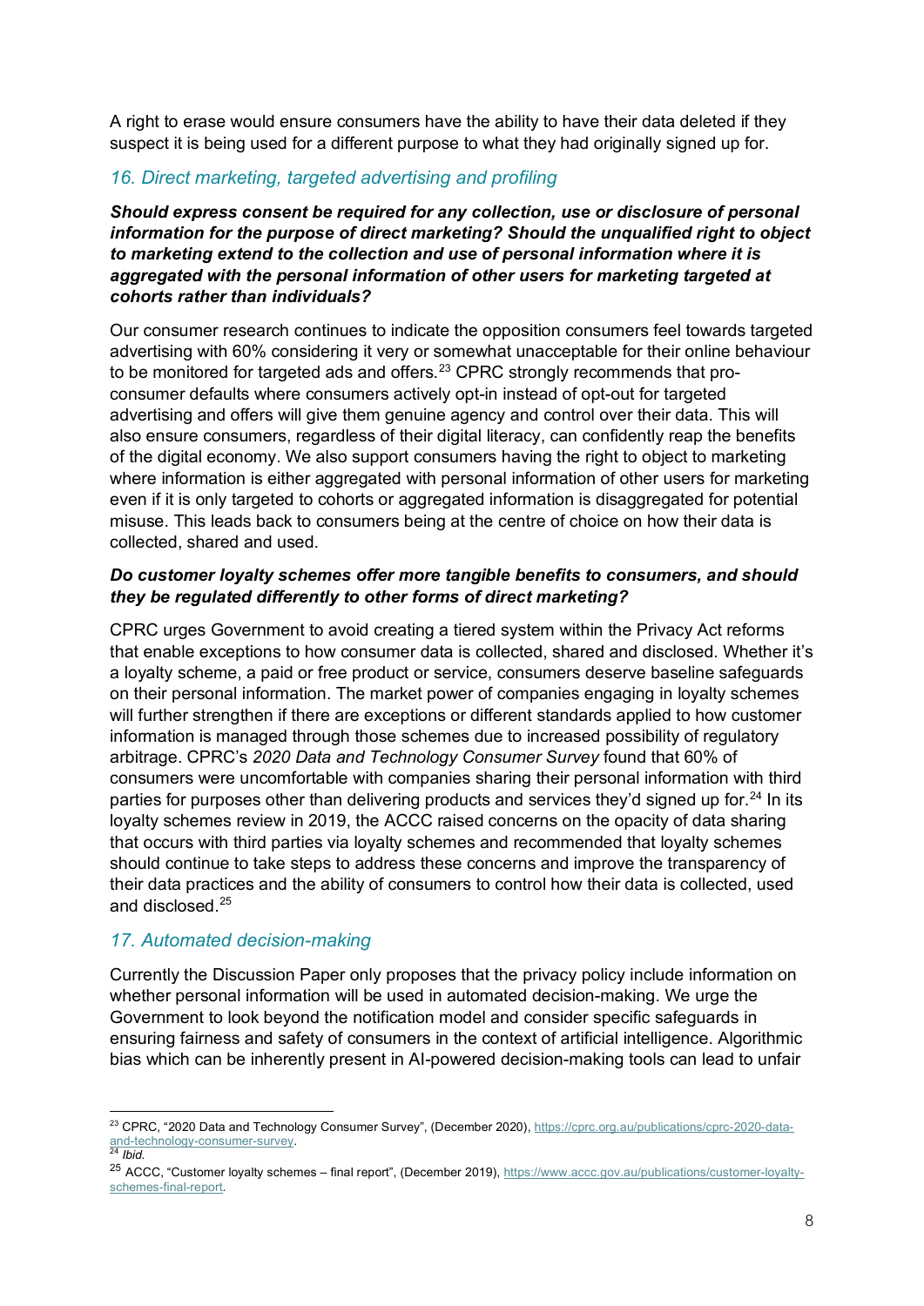A right to erase would ensure consumers have the ability to have their data deleted if they suspect it is being used for a different purpose to what they had originally signed up for.

### *16. Direct marketing, targeted advertising and profiling*

***Should express consent be required for any collection, use or disclosure of personal information for the purpose of direct marketing? Should the unqualified right to object to marketing extend to the collection and use of personal information where it is aggregated with the personal information of other users for marketing targeted at cohorts rather than individuals?***

Our consumer research continues to indicate the opposition consumers feel towards targeted advertising with 60% considering it very or somewhat unacceptable for their online behaviour to be monitored for targeted ads and offers.[23] CPRC strongly recommends that pro-consumer defaults where consumers actively opt-in instead of opt-out for targeted advertising and offers will give them genuine agency and control over their data. This will also ensure consumers, regardless of their digital literacy, can confidently reap the benefits of the digital economy. We also support consumers having the right to object to marketing where information is either aggregated with personal information of other users for marketing even if it is only targeted to cohorts or aggregated information is disaggregated for potential misuse. This leads back to consumers being at the centre of choice on how their data is collected, shared and used.

***Do customer loyalty schemes offer more tangible benefits to consumers, and should they be regulated differently to other forms of direct marketing?***

CPRC urges Government to avoid creating a tiered system within the Privacy Act reforms that enable exceptions to how consumer data is collected, shared and disclosed. Whether it's a loyalty scheme, a paid or free product or service, consumers deserve baseline safeguards on their personal information. The market power of companies engaging in loyalty schemes will further strengthen if there are exceptions or different standards applied to how customer information is managed through those schemes due to increased possibility of regulatory arbitrage. CPRC's *2020 Data and Technology Consumer Survey* found that 60% of consumers were uncomfortable with companies sharing their personal information with third parties for purposes other than delivering products and services they'd signed up for.[24] In its loyalty schemes review in 2019, the ACCC raised concerns on the opacity of data sharing that occurs with third parties via loyalty schemes and recommended that loyalty schemes should continue to take steps to address these concerns and improve the transparency of their data practices and the ability of consumers to control how their data is collected, used and disclosed.[25]

### *17. Automated decision-making*

Currently the Discussion Paper only proposes that the privacy policy include information on whether personal information will be used in automated decision-making. We urge the Government to look beyond the notification model and consider specific safeguards in ensuring fairness and safety of consumers in the context of artificial intelligence. Algorithmic bias which can be inherently present in AI-powered decision-making tools can lead to unfair

---

[23] CPRC, "2020 Data and Technology Consumer Survey", (December 2020), https://cprc.org.au/publications/cprc-2020-data-and-technology-consumer-survey.

[24] *Ibid.*

[25] ACCC, "Customer loyalty schemes – final report", (December 2019), https://www.accc.gov.au/publications/customer-loyalty-schemes-final-report.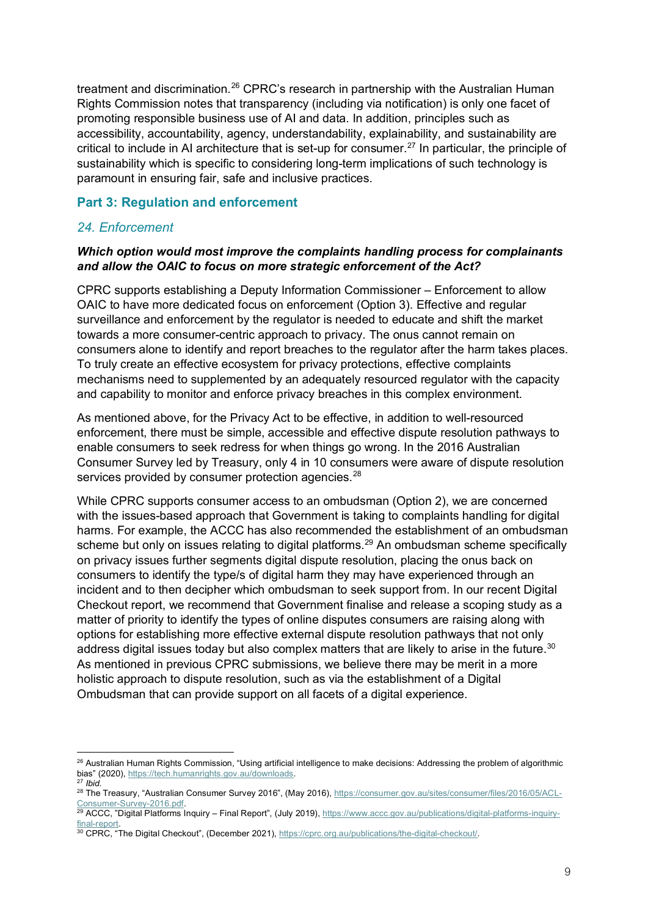treatment and discrimination.[26] CPRC's research in partnership with the Australian Human Rights Commission notes that transparency (including via notification) is only one facet of promoting responsible business use of AI and data. In addition, principles such as accessibility, accountability, agency, understandability, explainability, and sustainability are critical to include in AI architecture that is set-up for consumer.[27] In particular, the principle of sustainability which is specific to considering long-term implications of such technology is paramount in ensuring fair, safe and inclusive practices.

## Part 3: Regulation and enforcement

### *24. Enforcement*

***Which option would most improve the complaints handling process for complainants and allow the OAIC to focus on more strategic enforcement of the Act?***

CPRC supports establishing a Deputy Information Commissioner – Enforcement to allow OAIC to have more dedicated focus on enforcement (Option 3). Effective and regular surveillance and enforcement by the regulator is needed to educate and shift the market towards a more consumer-centric approach to privacy. The onus cannot remain on consumers alone to identify and report breaches to the regulator after the harm takes places. To truly create an effective ecosystem for privacy protections, effective complaints mechanisms need to supplemented by an adequately resourced regulator with the capacity and capability to monitor and enforce privacy breaches in this complex environment.

As mentioned above, for the Privacy Act to be effective, in addition to well-resourced enforcement, there must be simple, accessible and effective dispute resolution pathways to enable consumers to seek redress for when things go wrong. In the 2016 Australian Consumer Survey led by Treasury, only 4 in 10 consumers were aware of dispute resolution services provided by consumer protection agencies.[28]

While CPRC supports consumer access to an ombudsman (Option 2), we are concerned with the issues-based approach that Government is taking to complaints handling for digital harms. For example, the ACCC has also recommended the establishment of an ombudsman scheme but only on issues relating to digital platforms.[29] An ombudsman scheme specifically on privacy issues further segments digital dispute resolution, placing the onus back on consumers to identify the type/s of digital harm they may have experienced through an incident and to then decipher which ombudsman to seek support from. In our recent Digital Checkout report, we recommend that Government finalise and release a scoping study as a matter of priority to identify the types of online disputes consumers are raising along with options for establishing more effective external dispute resolution pathways that not only address digital issues today but also complex matters that are likely to arise in the future.[30] As mentioned in previous CPRC submissions, we believe there may be merit in a more holistic approach to dispute resolution, such as via the establishment of a Digital Ombudsman that can provide support on all facets of a digital experience.

---

[26] Australian Human Rights Commission, "Using artificial intelligence to make decisions: Addressing the problem of algorithmic bias" (2020), https://tech.humanrights.gov.au/downloads.

[27] *Ibid.*

[28] The Treasury, "Australian Consumer Survey 2016", (May 2016), https://consumer.gov.au/sites/consumer/files/2016/05/ACL-Consumer-Survey-2016.pdf.

[29] ACCC, "Digital Platforms Inquiry – Final Report", (July 2019), https://www.accc.gov.au/publications/digital-platforms-inquiry-final-report.

[30] CPRC, "The Digital Checkout", (December 2021), https://cprc.org.au/publications/the-digital-checkout/.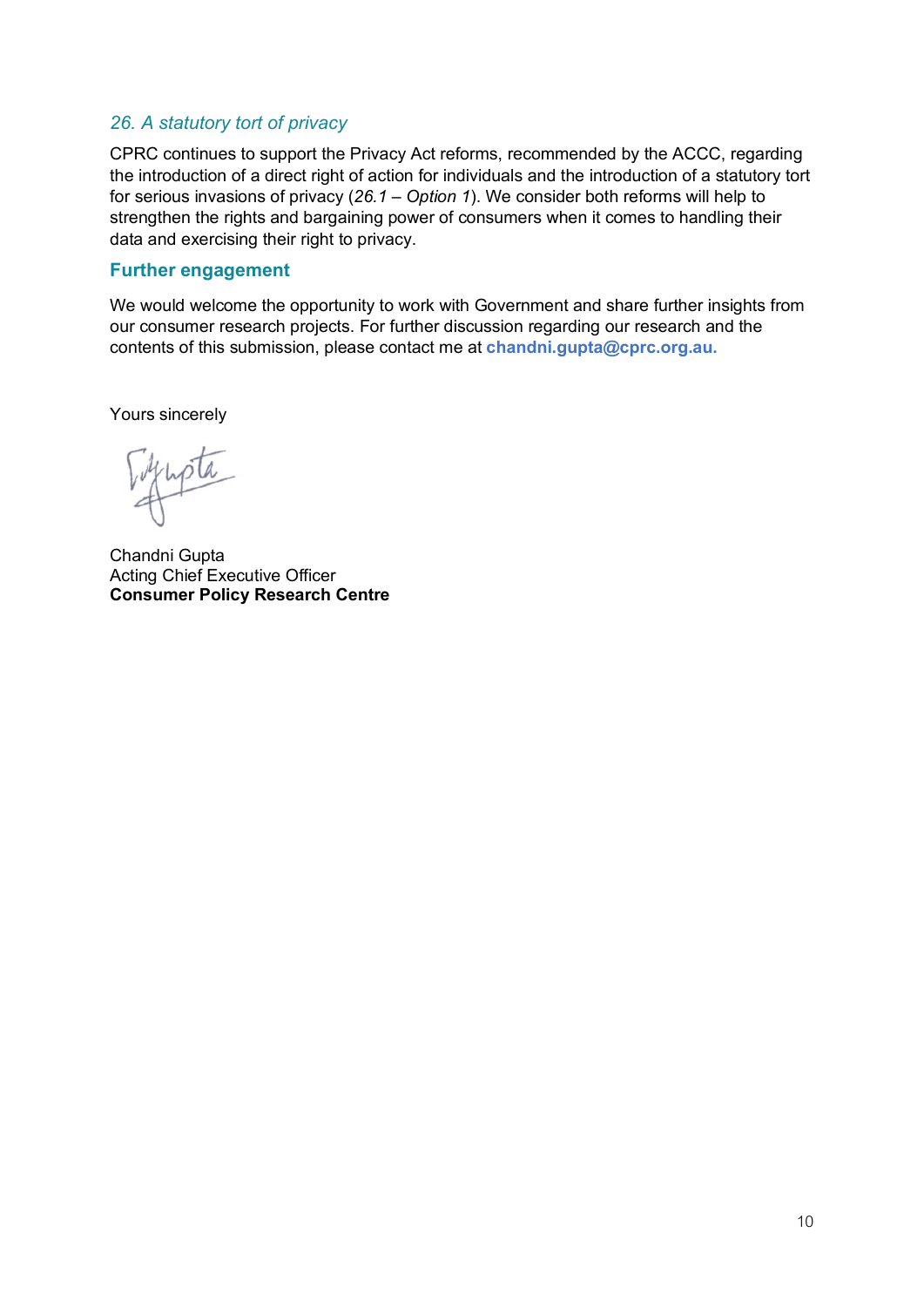### *26. A statutory tort of privacy*

CPRC continues to support the Privacy Act reforms, recommended by the ACCC, regarding the introduction of a direct right of action for individuals and the introduction of a statutory tort for serious invasions of privacy (*26.1 – Option 1*). We consider both reforms will help to strengthen the rights and bargaining power of consumers when it comes to handling their data and exercising their right to privacy.

## Further engagement

We would welcome the opportunity to work with Government and share further insights from our consumer research projects. For further discussion regarding our research and the contents of this submission, please contact me at **chandni.gupta@cprc.org.au.**

Yours sincerely

Chandni Gupta
Acting Chief Executive Officer
**Consumer Policy Research Centre**